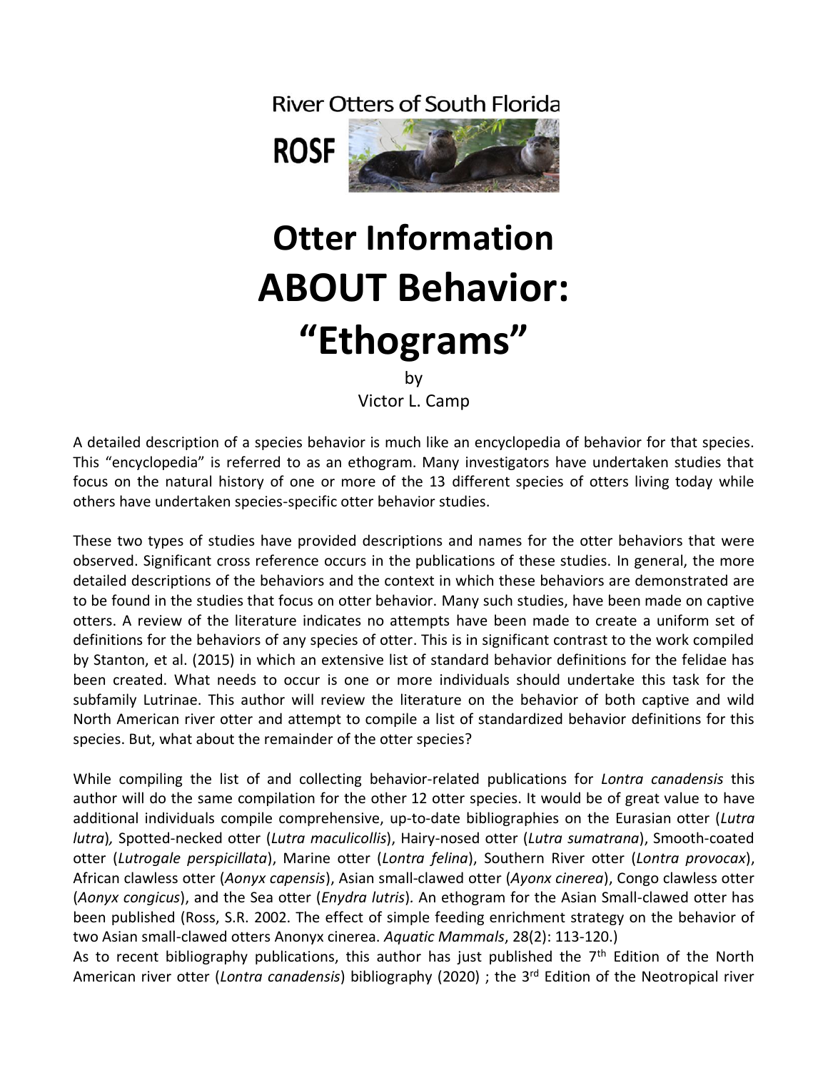River Otters of South Florida

**ROSF**

# Otter Information ABOUT Behavior: "Ethograms"

by
Victor L. Camp

A detailed description of a species behavior is much like an encyclopedia of behavior for that species. This "encyclopedia" is referred to as an ethogram. Many investigators have undertaken studies that focus on the natural history of one or more of the 13 different species of otters living today while others have undertaken species-specific otter behavior studies.

These two types of studies have provided descriptions and names for the otter behaviors that were observed. Significant cross reference occurs in the publications of these studies. In general, the more detailed descriptions of the behaviors and the context in which these behaviors are demonstrated are to be found in the studies that focus on otter behavior. Many such studies, have been made on captive otters. A review of the literature indicates no attempts have been made to create a uniform set of definitions for the behaviors of any species of otter. This is in significant contrast to the work compiled by Stanton, et al. (2015) in which an extensive list of standard behavior definitions for the felidae has been created. What needs to occur is one or more individuals should undertake this task for the subfamily Lutrinae. This author will review the literature on the behavior of both captive and wild North American river otter and attempt to compile a list of standardized behavior definitions for this species. But, what about the remainder of the otter species?

While compiling the list of and collecting behavior-related publications for *Lontra canadensis* this author will do the same compilation for the other 12 otter species. It would be of great value to have additional individuals compile comprehensive, up-to-date bibliographies on the Eurasian otter (*Lutra lutra*)*,* Spotted-necked otter (*Lutra maculicollis*), Hairy-nosed otter (*Lutra sumatrana*), Smooth-coated otter (*Lutrogale perspicillata*), Marine otter (*Lontra felina*), Southern River otter (*Lontra provocax*), African clawless otter (*Aonyx capensis*), Asian small-clawed otter (*Ayonx cinerea*), Congo clawless otter (*Aonyx congicus*), and the Sea otter (*Enydra lutris*)*.* An ethogram for the Asian Small-clawed otter has been published (Ross, S.R. 2002. The effect of simple feeding enrichment strategy on the behavior of two Asian small-clawed otters Anonyx cinerea. *Aquatic Mammals*, 28(2): 113-120.)

As to recent bibliography publications, this author has just published the 7th Edition of the North American river otter (*Lontra canadensis*) bibliography (2020) ; the 3rd Edition of the Neotropical river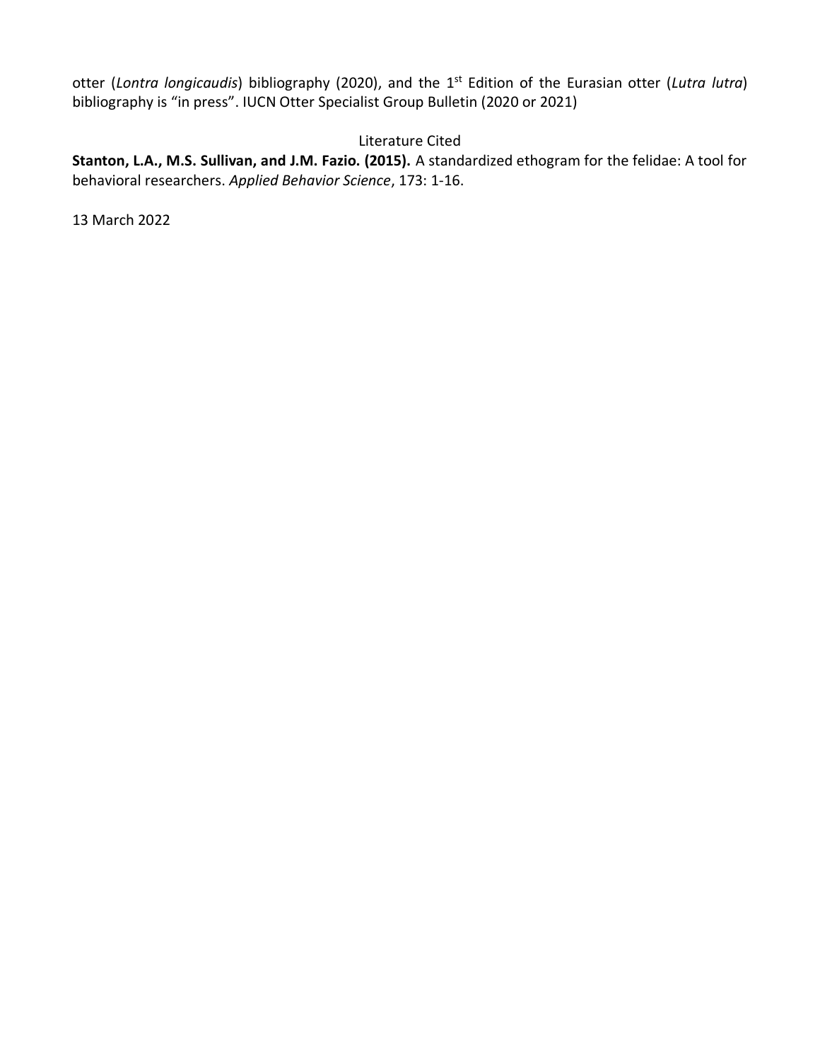otter (*Lontra longicaudis*) bibliography (2020), and the 1st Edition of the Eurasian otter (*Lutra lutra*) bibliography is "in press". IUCN Otter Specialist Group Bulletin (2020 or 2021)

## Literature Cited

**Stanton, L.A., M.S. Sullivan, and J.M. Fazio. (2015).** A standardized ethogram for the felidae: A tool for behavioral researchers. *Applied Behavior Science*, 173: 1-16.

13 March 2022